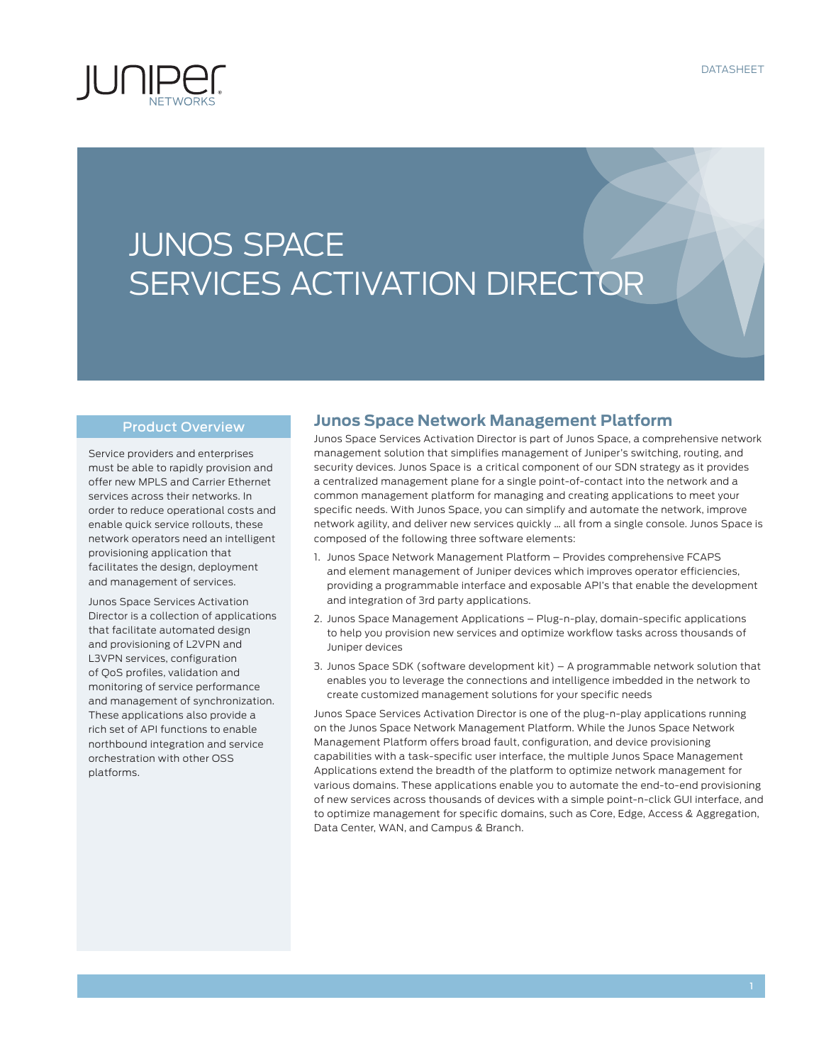DATASHEET

# JUNOS SPACE SERVICES ACTIVATION DIRECTOR

## Product Overview

Service providers and enterprises must be able to rapidly provision and offer new MPLS and Carrier Ethernet services across their networks. In order to reduce operational costs and enable quick service rollouts, these network operators need an intelligent provisioning application that facilitates the design, deployment and management of services.

Junos Space Services Activation Director is a collection of applications that facilitate automated design and provisioning of L2VPN and L3VPN services, configuration of QoS profiles, validation and monitoring of service performance and management of synchronization. These applications also provide a rich set of API functions to enable northbound integration and service orchestration with other OSS platforms.

## Junos Space Network Management Platform

Junos Space Services Activation Director is part of Junos Space, a comprehensive network management solution that simplifies management of Juniper's switching, routing, and security devices. Junos Space is a critical component of our SDN strategy as it provides a centralized management plane for a single point-of-contact into the network and a common management platform for managing and creating applications to meet your specific needs. With Junos Space, you can simplify and automate the network, improve network agility, and deliver new services quickly … all from a single console. Junos Space is composed of the following three software elements:

1. Junos Space Network Management Platform – Provides comprehensive FCAPS and element management of Juniper devices which improves operator efficiencies, providing a programmable interface and exposable API's that enable the development and integration of 3rd party applications.
2. Junos Space Management Applications – Plug-n-play, domain-specific applications to help you provision new services and optimize workflow tasks across thousands of Juniper devices
3. Junos Space SDK (software development kit) – A programmable network solution that enables you to leverage the connections and intelligence imbedded in the network to create customized management solutions for your specific needs

Junos Space Services Activation Director is one of the plug-n-play applications running on the Junos Space Network Management Platform. While the Junos Space Network Management Platform offers broad fault, configuration, and device provisioning capabilities with a task-specific user interface, the multiple Junos Space Management Applications extend the breadth of the platform to optimize network management for various domains. These applications enable you to automate the end-to-end provisioning of new services across thousands of devices with a simple point-n-click GUI interface, and to optimize management for specific domains, such as Core, Edge, Access & Aggregation, Data Center, WAN, and Campus & Branch.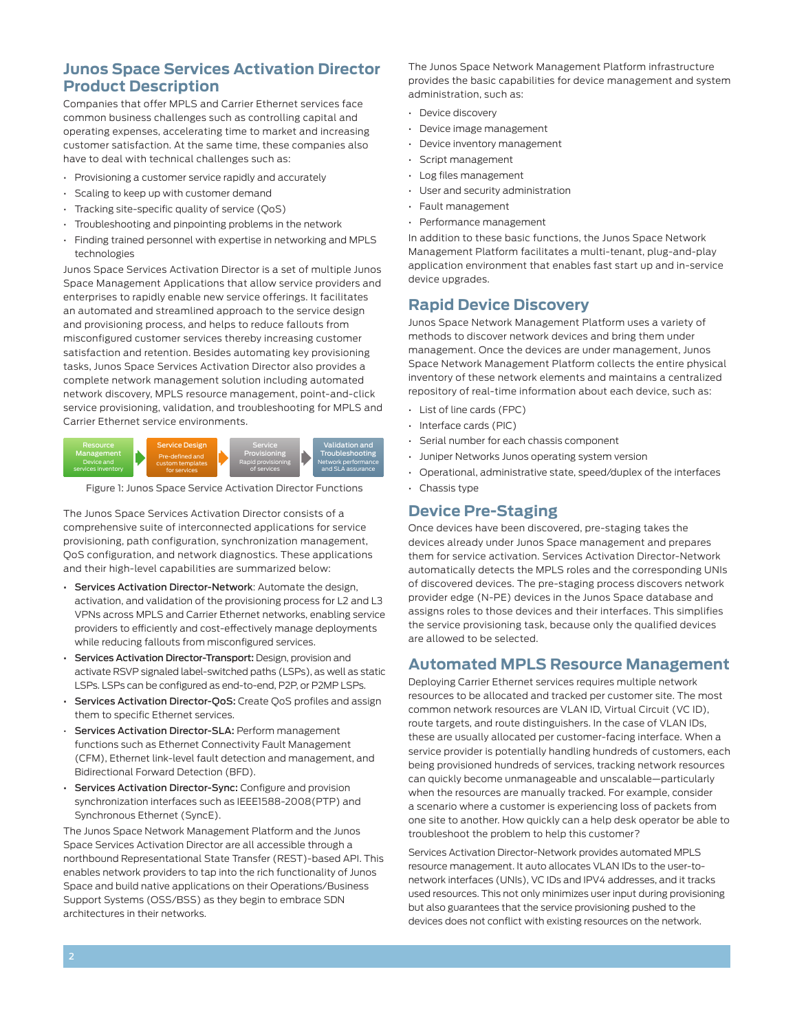## Junos Space Services Activation Director Product Description

Companies that offer MPLS and Carrier Ethernet services face common business challenges such as controlling capital and operating expenses, accelerating time to market and increasing customer satisfaction. At the same time, these companies also have to deal with technical challenges such as:

- Provisioning a customer service rapidly and accurately
- Scaling to keep up with customer demand
- Tracking site-specific quality of service (QoS)
- Troubleshooting and pinpointing problems in the network
- Finding trained personnel with expertise in networking and MPLS technologies

Junos Space Services Activation Director is a set of multiple Junos Space Management Applications that allow service providers and enterprises to rapidly enable new service offerings. It facilitates an automated and streamlined approach to the service design and provisioning process, and helps to reduce fallouts from misconfigured customer services thereby increasing customer satisfaction and retention. Besides automating key provisioning tasks, Junos Space Services Activation Director also provides a complete network management solution including automated network discovery, MPLS resource management, point-and-click service provisioning, validation, and troubleshooting for MPLS and Carrier Ethernet service environments.

Resource Management (Device and services inventory) → Service Design (Pre-defined and custom templates for services) → Service Provisioning (Rapid provisioning of services) → Validation and Troubleshooting (Network performance and SLA assurance)

Figure 1: Junos Space Service Activation Director Functions

The Junos Space Services Activation Director consists of a comprehensive suite of interconnected applications for service provisioning, path configuration, synchronization management, QoS configuration, and network diagnostics. These applications and their high-level capabilities are summarized below:

- **Services Activation Director-Network**: Automate the design, activation, and validation of the provisioning process for L2 and L3 VPNs across MPLS and Carrier Ethernet networks, enabling service providers to efficiently and cost-effectively manage deployments while reducing fallouts from misconfigured services.
- **Services Activation Director-Transport:** Design, provision and activate RSVP signaled label-switched paths (LSPs), as well as static LSPs. LSPs can be configured as end-to-end, P2P, or P2MP LSPs.
- **Services Activation Director-QoS:** Create QoS profiles and assign them to specific Ethernet services.
- **Services Activation Director-SLA:** Perform management functions such as Ethernet Connectivity Fault Management (CFM), Ethernet link-level fault detection and management, and Bidirectional Forward Detection (BFD).
- **Services Activation Director-Sync:** Configure and provision synchronization interfaces such as IEEE1588-2008(PTP) and Synchronous Ethernet (SyncE).

The Junos Space Network Management Platform and the Junos Space Services Activation Director are all accessible through a northbound Representational State Transfer (REST)-based API. This enables network providers to tap into the rich functionality of Junos Space and build native applications on their Operations/Business Support Systems (OSS/BSS) as they begin to embrace SDN architectures in their networks.

The Junos Space Network Management Platform infrastructure provides the basic capabilities for device management and system administration, such as:

- Device discovery
- Device image management
- Device inventory management
- Script management
- Log files management
- User and security administration
- Fault management
- Performance management

In addition to these basic functions, the Junos Space Network Management Platform facilitates a multi-tenant, plug-and-play application environment that enables fast start up and in-service device upgrades.

## Rapid Device Discovery

Junos Space Network Management Platform uses a variety of methods to discover network devices and bring them under management. Once the devices are under management, Junos Space Network Management Platform collects the entire physical inventory of these network elements and maintains a centralized repository of real-time information about each device, such as:

- List of line cards (FPC)
- Interface cards (PIC)
- Serial number for each chassis component
- Juniper Networks Junos operating system version
- Operational, administrative state, speed/duplex of the interfaces
- Chassis type

## Device Pre-Staging

Once devices have been discovered, pre-staging takes the devices already under Junos Space management and prepares them for service activation. Services Activation Director-Network automatically detects the MPLS roles and the corresponding UNIs of discovered devices. The pre-staging process discovers network provider edge (N-PE) devices in the Junos Space database and assigns roles to those devices and their interfaces. This simplifies the service provisioning task, because only the qualified devices are allowed to be selected.

## Automated MPLS Resource Management

Deploying Carrier Ethernet services requires multiple network resources to be allocated and tracked per customer site. The most common network resources are VLAN ID, Virtual Circuit (VC ID), route targets, and route distinguishers. In the case of VLAN IDs, these are usually allocated per customer-facing interface. When a service provider is potentially handling hundreds of customers, each being provisioned hundreds of services, tracking network resources can quickly become unmanageable and unscalable—particularly when the resources are manually tracked. For example, consider a scenario where a customer is experiencing loss of packets from one site to another. How quickly can a help desk operator be able to troubleshoot the problem to help this customer?

Services Activation Director-Network provides automated MPLS resource management. It auto allocates VLAN IDs to the user-to-network interfaces (UNIs), VC IDs and IPV4 addresses, and it tracks used resources. This not only minimizes user input during provisioning but also guarantees that the service provisioning pushed to the devices does not conflict with existing resources on the network.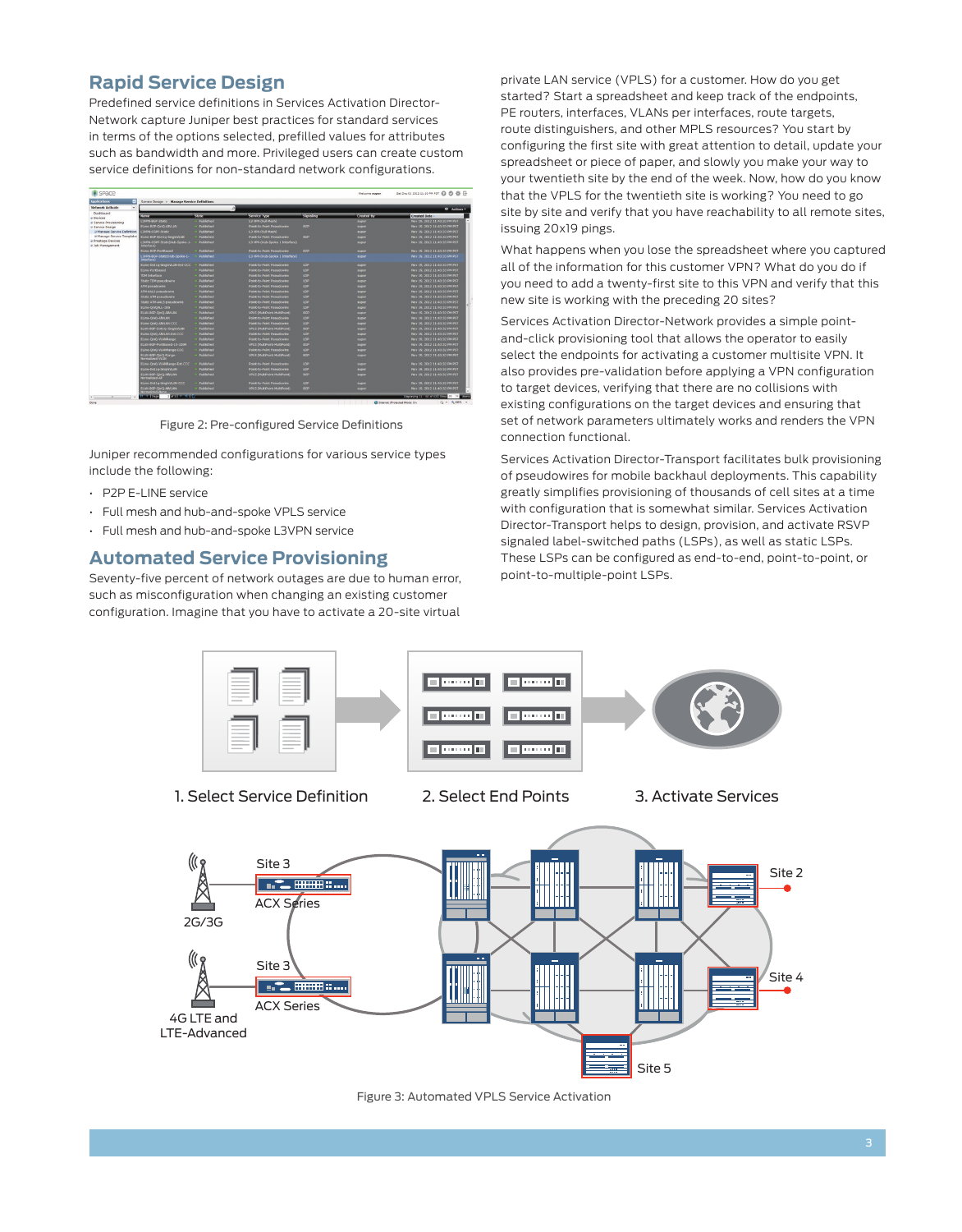## Rapid Service Design

Predefined service definitions in Services Activation Director-Network capture Juniper best practices for standard services in terms of the options selected, prefilled values for attributes such as bandwidth and more. Privileged users can create custom service definitions for non-standard network configurations.

Figure 2: Pre-configured Service Definitions

Juniper recommended configurations for various service types include the following:

- P2P E-LINE service
- Full mesh and hub-and-spoke VPLS service
- Full mesh and hub-and-spoke L3VPN service

## Automated Service Provisioning

Seventy-five percent of network outages are due to human error, such as misconfiguration when changing an existing customer configuration. Imagine that you have to activate a 20-site virtual private LAN service (VPLS) for a customer. How do you get started? Start a spreadsheet and keep track of the endpoints, PE routers, interfaces, VLANs per interfaces, route targets, route distinguishers, and other MPLS resources? You start by configuring the first site with great attention to detail, update your spreadsheet or piece of paper, and slowly you make your way to your twentieth site by the end of the week. Now, how do you know that the VPLS for the twentieth site is working? You need to go site by site and verify that you have reachability to all remote sites, issuing 20x19 pings.

What happens when you lose the spreadsheet where you captured all of the information for this customer VPN? What do you do if you need to add a twenty-first site to this VPN and verify that this new site is working with the preceding 20 sites?

Services Activation Director-Network provides a simple point-and-click provisioning tool that allows the operator to easily select the endpoints for activating a customer multisite VPN. It also provides pre-validation before applying a VPN configuration to target devices, verifying that there are no collisions with existing configurations on the target devices and ensuring that set of network parameters ultimately works and renders the VPN connection functional.

Services Activation Director-Transport facilitates bulk provisioning of pseudowires for mobile backhaul deployments. This capability greatly simplifies provisioning of thousands of cell sites at a time with configuration that is somewhat similar. Services Activation Director-Transport helps to design, provision, and activate RSVP signaled label-switched paths (LSPs), as well as static LSPs. These LSPs can be configured as end-to-end, point-to-point, or point-to-multiple-point LSPs.

Figure 3: Automated VPLS Service Activation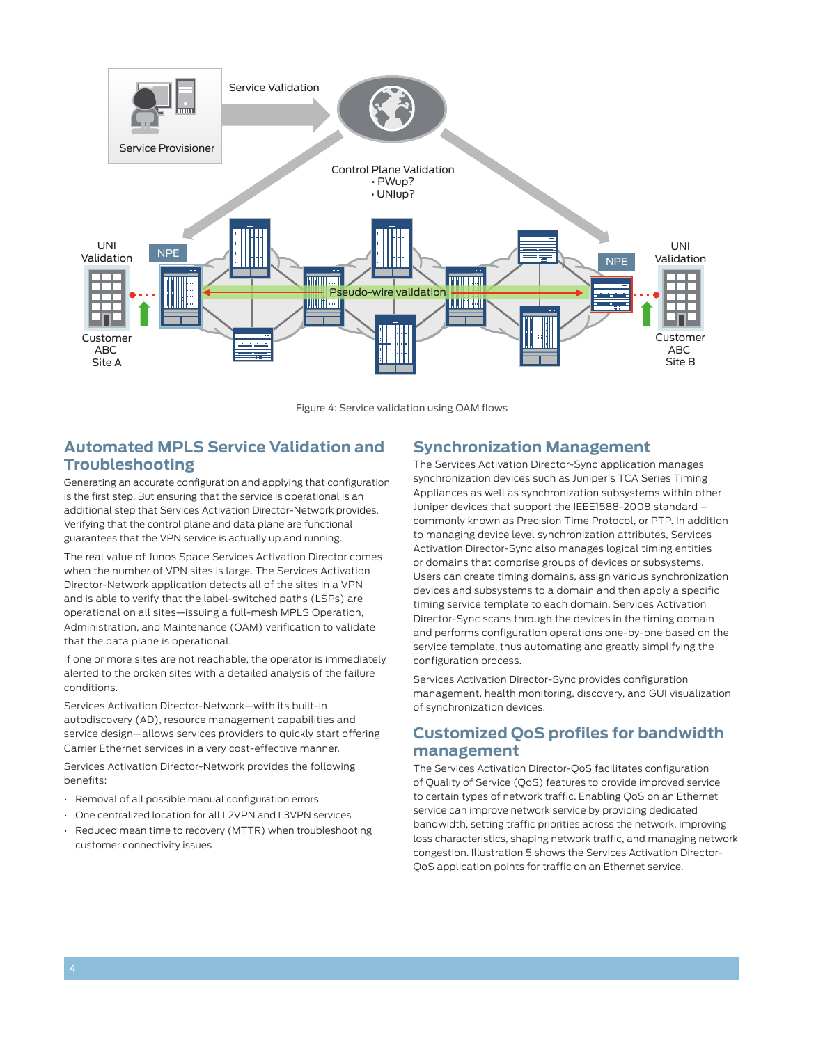Figure 4: Service validation using OAM flows

## Automated MPLS Service Validation and Troubleshooting

Generating an accurate configuration and applying that configuration is the first step. But ensuring that the service is operational is an additional step that Services Activation Director-Network provides. Verifying that the control plane and data plane are functional guarantees that the VPN service is actually up and running.

The real value of Junos Space Services Activation Director comes when the number of VPN sites is large. The Services Activation Director-Network application detects all of the sites in a VPN and is able to verify that the label-switched paths (LSPs) are operational on all sites—issuing a full-mesh MPLS Operation, Administration, and Maintenance (OAM) verification to validate that the data plane is operational.

If one or more sites are not reachable, the operator is immediately alerted to the broken sites with a detailed analysis of the failure conditions.

Services Activation Director-Network—with its built-in autodiscovery (AD), resource management capabilities and service design—allows services providers to quickly start offering Carrier Ethernet services in a very cost-effective manner.

Services Activation Director-Network provides the following benefits:

- Removal of all possible manual configuration errors
- One centralized location for all L2VPN and L3VPN services
- Reduced mean time to recovery (MTTR) when troubleshooting customer connectivity issues

## Synchronization Management

The Services Activation Director-Sync application manages synchronization devices such as Juniper's TCA Series Timing Appliances as well as synchronization subsystems within other Juniper devices that support the IEEE1588-2008 standard – commonly known as Precision Time Protocol, or PTP. In addition to managing device level synchronization attributes, Services Activation Director-Sync also manages logical timing entities or domains that comprise groups of devices or subsystems. Users can create timing domains, assign various synchronization devices and subsystems to a domain and then apply a specific timing service template to each domain. Services Activation Director-Sync scans through the devices in the timing domain and performs configuration operations one-by-one based on the service template, thus automating and greatly simplifying the configuration process.

Services Activation Director-Sync provides configuration management, health monitoring, discovery, and GUI visualization of synchronization devices.

## Customized QoS profiles for bandwidth management

The Services Activation Director-QoS facilitates configuration of Quality of Service (QoS) features to provide improved service to certain types of network traffic. Enabling QoS on an Ethernet service can improve network service by providing dedicated bandwidth, setting traffic priorities across the network, improving loss characteristics, shaping network traffic, and managing network congestion. Illustration 5 shows the Services Activation Director-QoS application points for traffic on an Ethernet service.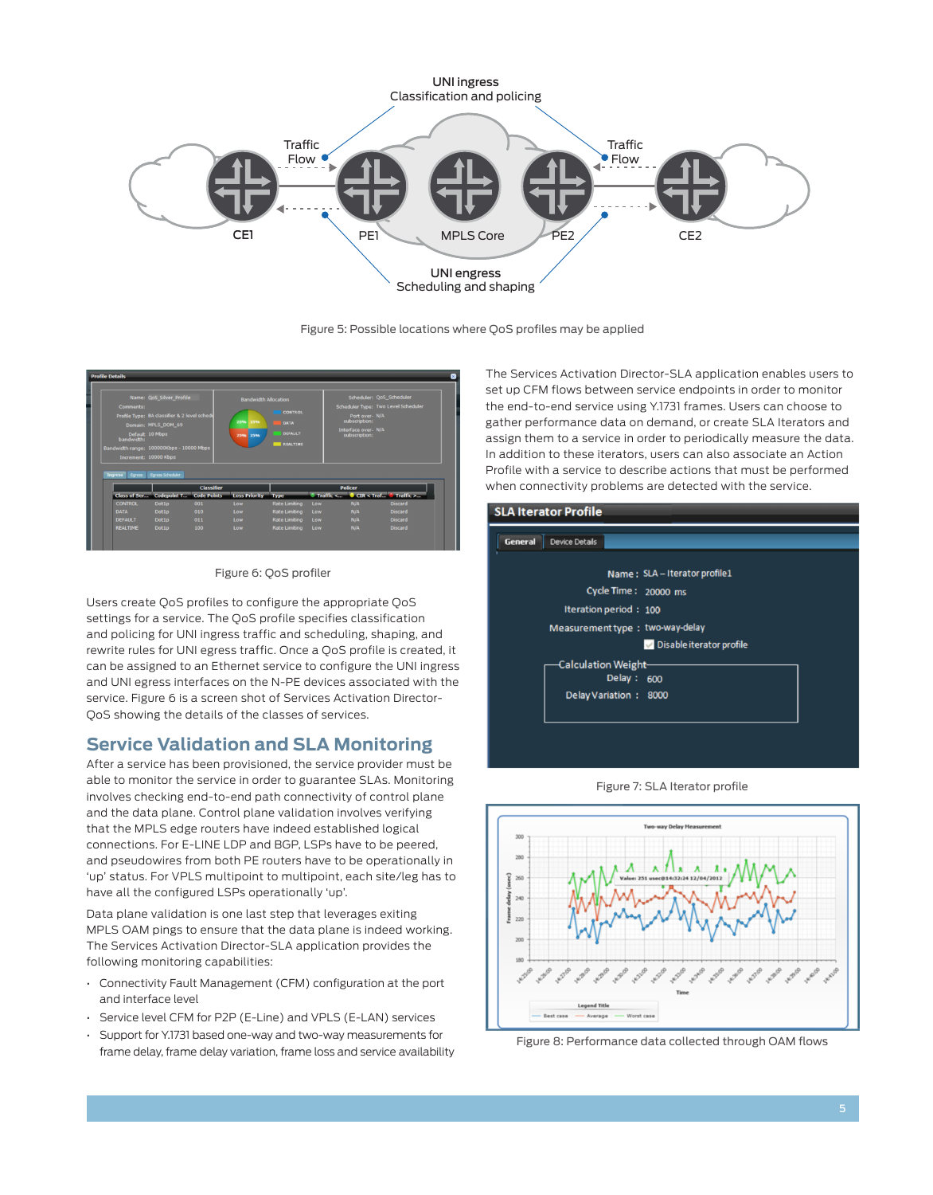Figure 5: Possible locations where QoS profiles may be applied

Figure 6: QoS profiler

Users create QoS profiles to configure the appropriate QoS settings for a service. The QoS profile specifies classification and policing for UNI ingress traffic and scheduling, shaping, and rewrite rules for UNI egress traffic. Once a QoS profile is created, it can be assigned to an Ethernet service to configure the UNI ingress and UNI egress interfaces on the N-PE devices associated with the service. Figure 6 is a screen shot of Services Activation Director-QoS showing the details of the classes of services.

## Service Validation and SLA Monitoring

After a service has been provisioned, the service provider must be able to monitor the service in order to guarantee SLAs. Monitoring involves checking end-to-end path connectivity of control plane and the data plane. Control plane validation involves verifying that the MPLS edge routers have indeed established logical connections. For E-LINE LDP and BGP, LSPs have to be peered, and pseudowires from both PE routers have to be operationally in 'up' status. For VPLS multipoint to multipoint, each site/leg has to have all the configured LSPs operationally 'up'.

Data plane validation is one last step that leverages exiting MPLS OAM pings to ensure that the data plane is indeed working. The Services Activation Director-SLA application provides the following monitoring capabilities:

- Connectivity Fault Management (CFM) configuration at the port and interface level
- Service level CFM for P2P (E-Line) and VPLS (E-LAN) services
- Support for Y.1731 based one-way and two-way measurements for frame delay, frame delay variation, frame loss and service availability

The Services Activation Director-SLA application enables users to set up CFM flows between service endpoints in order to monitor the end-to-end service using Y.1731 frames. Users can choose to gather performance data on demand, or create SLA Iterators and assign them to a service in order to periodically measure the data. In addition to these iterators, users can also associate an Action Profile with a service to describe actions that must be performed when connectivity problems are detected with the service.

Figure 7: SLA Iterator profile

Figure 8: Performance data collected through OAM flows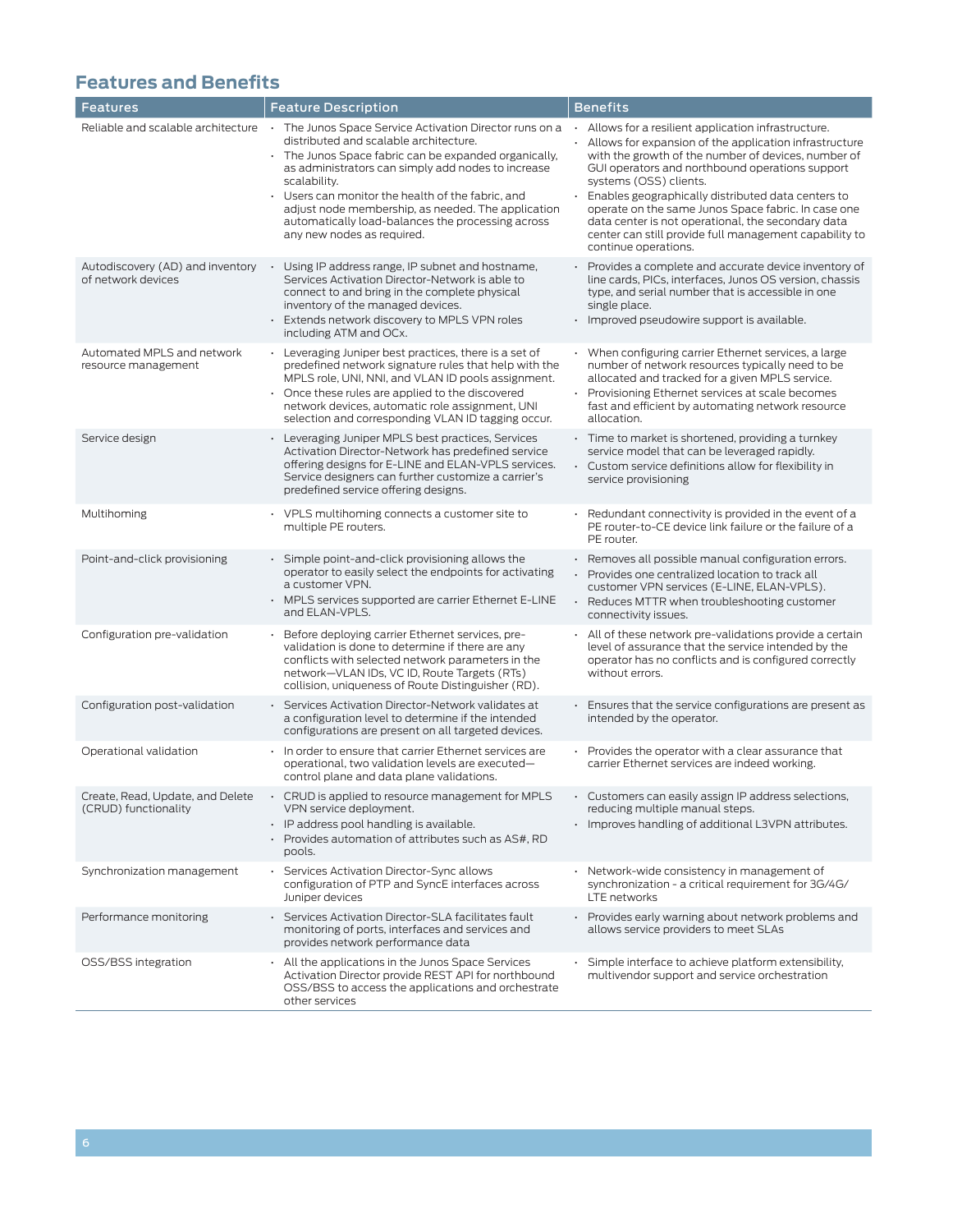## Features and Benefits

| Features | Feature Description | Benefits |
|---|---|---|
| Reliable and scalable architecture | • The Junos Space Service Activation Director runs on a distributed and scalable architecture.<br>• The Junos Space fabric can be expanded organically, as administrators can simply add nodes to increase scalability.<br>• Users can monitor the health of the fabric, and adjust node membership, as needed. The application automatically load-balances the processing across any new nodes as required. | • Allows for a resilient application infrastructure.<br>• Allows for expansion of the application infrastructure with the growth of the number of devices, number of GUI operators and northbound operations support systems (OSS) clients.<br>• Enables geographically distributed data centers to operate on the same Junos Space fabric. In case one data center is not operational, the secondary data center can still provide full management capability to continue operations. |
| Autodiscovery (AD) and inventory of network devices | • Using IP address range, IP subnet and hostname, Services Activation Director-Network is able to connect to and bring in the complete physical inventory of the managed devices.<br>• Extends network discovery to MPLS VPN roles including ATM and OCx. | • Provides a complete and accurate device inventory of line cards, PICs, interfaces, Junos OS version, chassis type, and serial number that is accessible in one single place.<br>• Improved pseudowire support is available. |
| Automated MPLS and network resource management | • Leveraging Juniper best practices, there is a set of predefined network signature rules that help with the MPLS role, UNI, NNI, and VLAN ID pools assignment.<br>• Once these rules are applied to the discovered network devices, automatic role assignment, UNI selection and corresponding VLAN ID tagging occur. | • When configuring carrier Ethernet services, a large number of network resources typically need to be allocated and tracked for a given MPLS service.<br>• Provisioning Ethernet services at scale becomes fast and efficient by automating network resource allocation. |
| Service design | • Leveraging Juniper MPLS best practices, Services Activation Director-Network has predefined service offering designs for E-LINE and ELAN-VPLS services. Service designers can further customize a carrier's predefined service offering designs. | • Time to market is shortened, providing a turnkey service model that can be leveraged rapidly.<br>• Custom service definitions allow for flexibility in service provisioning |
| Multihoming | • VPLS multihoming connects a customer site to multiple PE routers. | • Redundant connectivity is provided in the event of a PE router-to-CE device link failure or the failure of a PE router. |
| Point-and-click provisioning | • Simple point-and-click provisioning allows the operator to easily select the endpoints for activating a customer VPN.<br>• MPLS services supported are carrier Ethernet E-LINE and ELAN-VPLS. | • Removes all possible manual configuration errors.<br>• Provides one centralized location to track all customer VPN services (E-LINE, ELAN-VPLS).<br>• Reduces MTTR when troubleshooting customer connectivity issues. |
| Configuration pre-validation | • Before deploying carrier Ethernet services, pre-validation is done to determine if there are any conflicts with selected network parameters in the network—VLAN IDs, VC ID, Route Targets (RTs) collision, uniqueness of Route Distinguisher (RD). | • All of these network pre-validations provide a certain level of assurance that the service intended by the operator has no conflicts and is configured correctly without errors. |
| Configuration post-validation | • Services Activation Director-Network validates at a configuration level to determine if the intended configurations are present on all targeted devices. | • Ensures that the service configurations are present as intended by the operator. |
| Operational validation | • In order to ensure that carrier Ethernet services are operational, two validation levels are executed—control plane and data plane validations. | • Provides the operator with a clear assurance that carrier Ethernet services are indeed working. |
| Create, Read, Update, and Delete (CRUD) functionality | • CRUD is applied to resource management for MPLS VPN service deployment.<br>• IP address pool handling is available.<br>• Provides automation of attributes such as AS#, RD pools. | • Customers can easily assign IP address selections, reducing multiple manual steps.<br>• Improves handling of additional L3VPN attributes. |
| Synchronization management | • Services Activation Director-Sync allows configuration of PTP and SyncE interfaces across Juniper devices | • Network-wide consistency in management of synchronization - a critical requirement for 3G/4G/LTE networks |
| Performance monitoring | • Services Activation Director-SLA facilitates fault monitoring of ports, interfaces and services and provides network performance data | • Provides early warning about network problems and allows service providers to meet SLAs |
| OSS/BSS integration | • All the applications in the Junos Space Services Activation Director provide REST API for northbound OSS/BSS to access the applications and orchestrate other services | • Simple interface to achieve platform extensibility, multivendor support and service orchestration |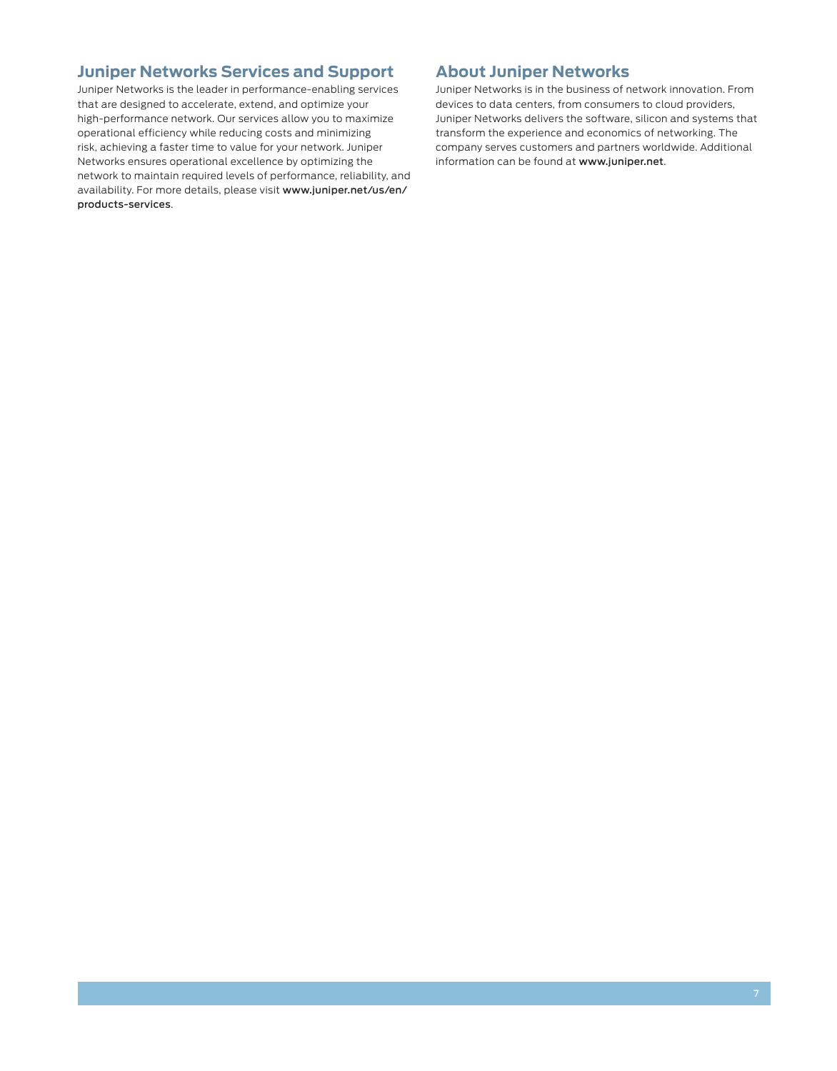## Juniper Networks Services and Support

Juniper Networks is the leader in performance-enabling services that are designed to accelerate, extend, and optimize your high-performance network. Our services allow you to maximize operational efficiency while reducing costs and minimizing risk, achieving a faster time to value for your network. Juniper Networks ensures operational excellence by optimizing the network to maintain required levels of performance, reliability, and availability. For more details, please visit www.juniper.net/us/en/products-services.

## About Juniper Networks

Juniper Networks is in the business of network innovation. From devices to data centers, from consumers to cloud providers, Juniper Networks delivers the software, silicon and systems that transform the experience and economics of networking. The company serves customers and partners worldwide. Additional information can be found at www.juniper.net.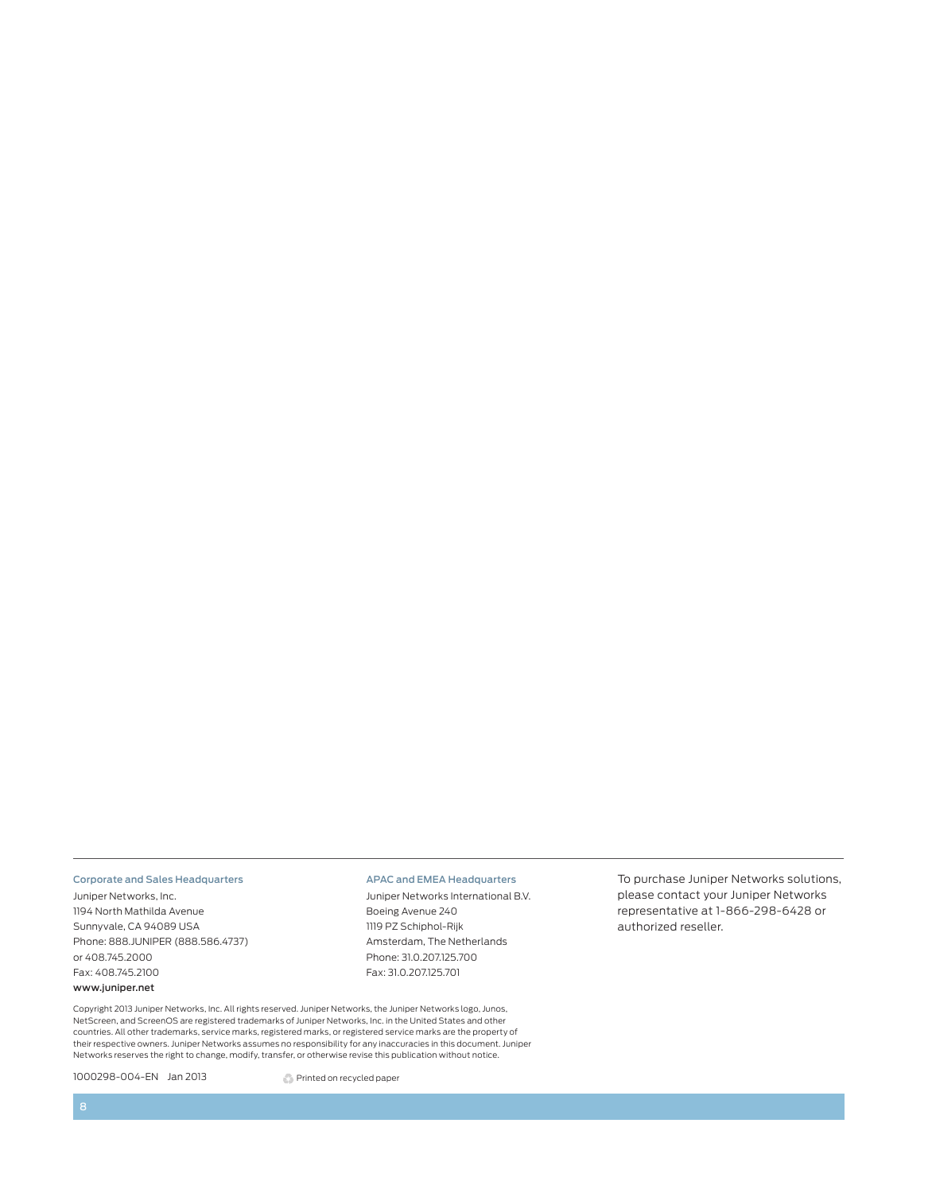**Corporate and Sales Headquarters**
Juniper Networks, Inc.
1194 North Mathilda Avenue
Sunnyvale, CA 94089 USA
Phone: 888.JUNIPER (888.586.4737)
or 408.745.2000
Fax: 408.745.2100
**www.juniper.net**

**APAC and EMEA Headquarters**
Juniper Networks International B.V.
Boeing Avenue 240
1119 PZ Schiphol-Rijk
Amsterdam, The Netherlands
Phone: 31.0.207.125.700
Fax: 31.0.207.125.701

To purchase Juniper Networks solutions, please contact your Juniper Networks representative at 1-866-298-6428 or authorized reseller.

Copyright 2013 Juniper Networks, Inc. All rights reserved. Juniper Networks, the Juniper Networks logo, Junos, NetScreen, and ScreenOS are registered trademarks of Juniper Networks, Inc. in the United States and other countries. All other trademarks, service marks, registered marks, or registered service marks are the property of their respective owners. Juniper Networks assumes no responsibility for any inaccuracies in this document. Juniper Networks reserves the right to change, modify, transfer, or otherwise revise this publication without notice.

1000298-004-EN Jan 2013

Printed on recycled paper